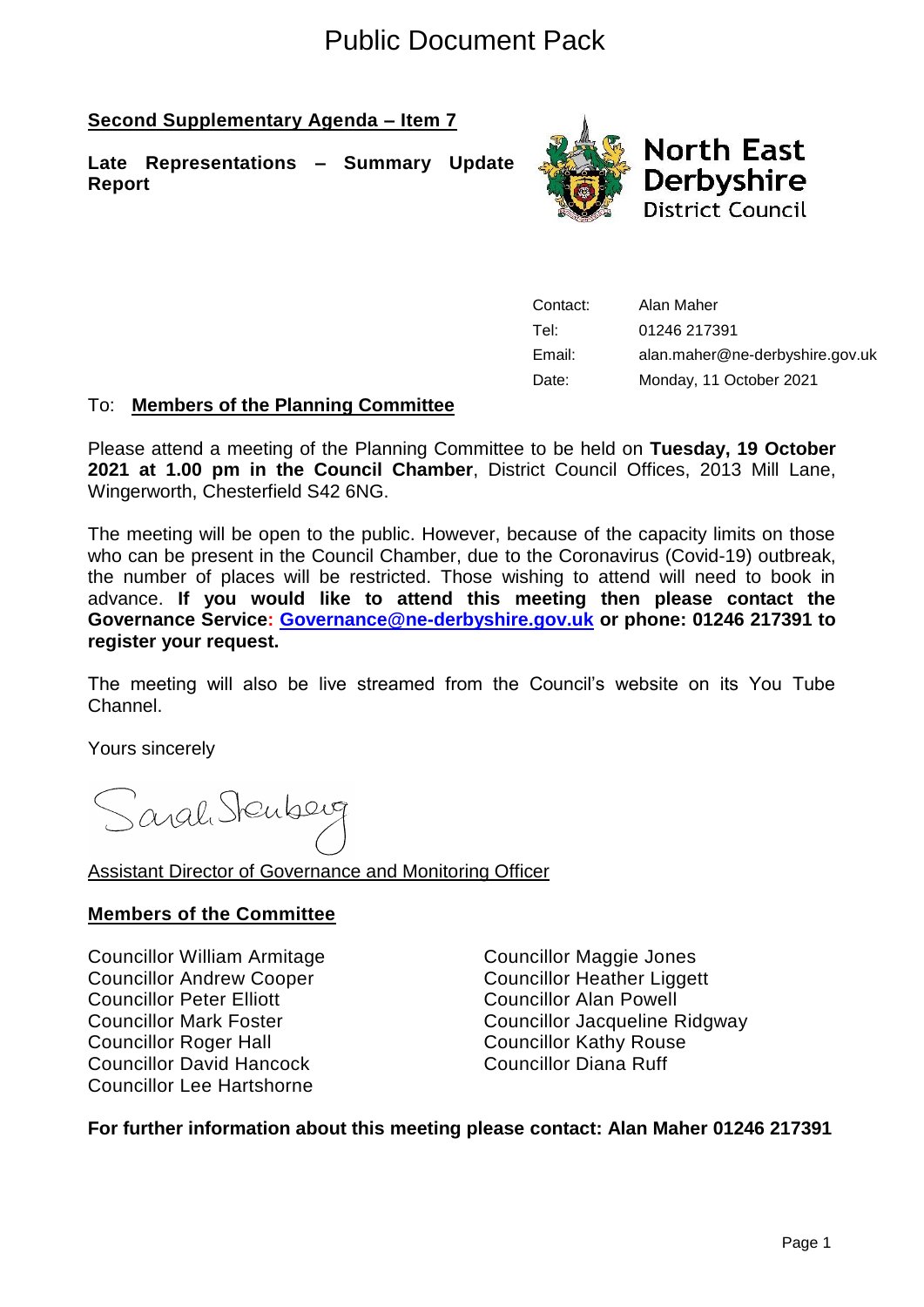# Public Document Pack

**Second Supplementary Agenda – Item 7**

**Late Representations – Summary Update Report**

North East Derbyshire District Council

| | |
|---|---|
| Contact: | Alan Maher |
| Tel: | 01246 217391 |
| Email: | alan.maher@ne-derbyshire.gov.uk |
| Date: | Monday, 11 October 2021 |

To: **Members of the Planning Committee**

Please attend a meeting of the Planning Committee to be held on **Tuesday, 19 October 2021 at 1.00 pm in the Council Chamber**, District Council Offices, 2013 Mill Lane, Wingerworth, Chesterfield S42 6NG.

The meeting will be open to the public. However, because of the capacity limits on those who can be present in the Council Chamber, due to the Coronavirus (Covid-19) outbreak, the number of places will be restricted. Those wishing to attend will need to book in advance. **If you would like to attend this meeting then please contact the Governance Service: Governance@ne-derbyshire.gov.uk or phone: 01246 217391 to register your request.**

The meeting will also be live streamed from the Council's website on its You Tube Channel.

Yours sincerely

Sarah Sternberg

Assistant Director of Governance and Monitoring Officer

## Members of the Committee

Councillor William Armitage
Councillor Andrew Cooper
Councillor Peter Elliott
Councillor Mark Foster
Councillor Roger Hall
Councillor David Hancock
Councillor Lee Hartshorne
Councillor Maggie Jones
Councillor Heather Liggett
Councillor Alan Powell
Councillor Jacqueline Ridgway
Councillor Kathy Rouse
Councillor Diana Ruff

**For further information about this meeting please contact: Alan Maher 01246 217391**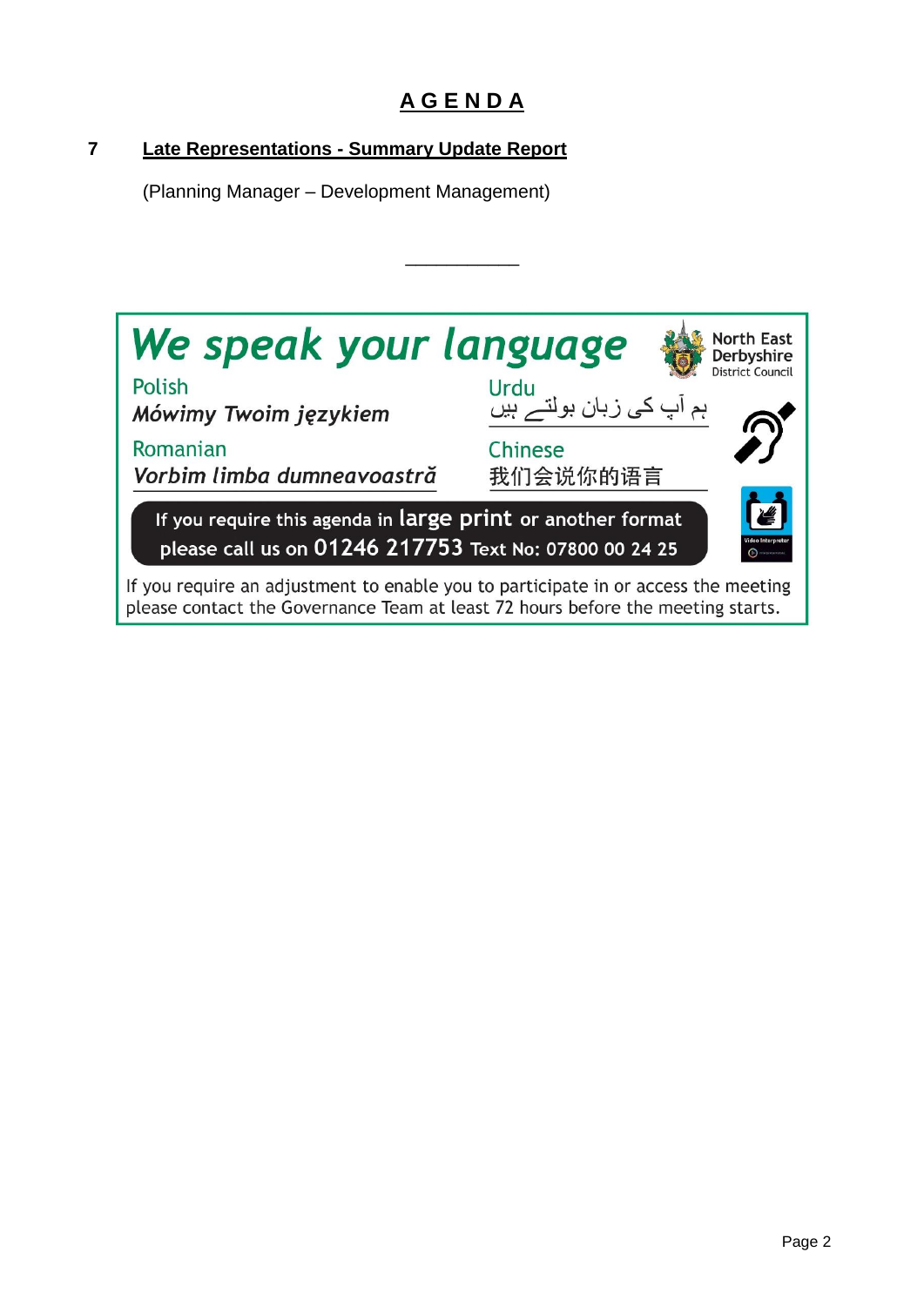# AGENDA

**7 Late Representations - Summary Update Report**

(Planning Manager – Development Management)

---

**We speak your language**

North East Derbyshire District Council

Polish
*Mówimy Twoim językiem*

Urdu
ہم آپ کی زبان بولتے ہیں

Romanian
*Vorbim limba dumneavoastră*

Chinese
我们会说你的语言

If you require this agenda in **large print** or another format please call us on **01246 217753** Text No: 07800 00 24 25

Video Interpreter

If you require an adjustment to enable you to participate in or access the meeting please contact the Governance Team at least 72 hours before the meeting starts.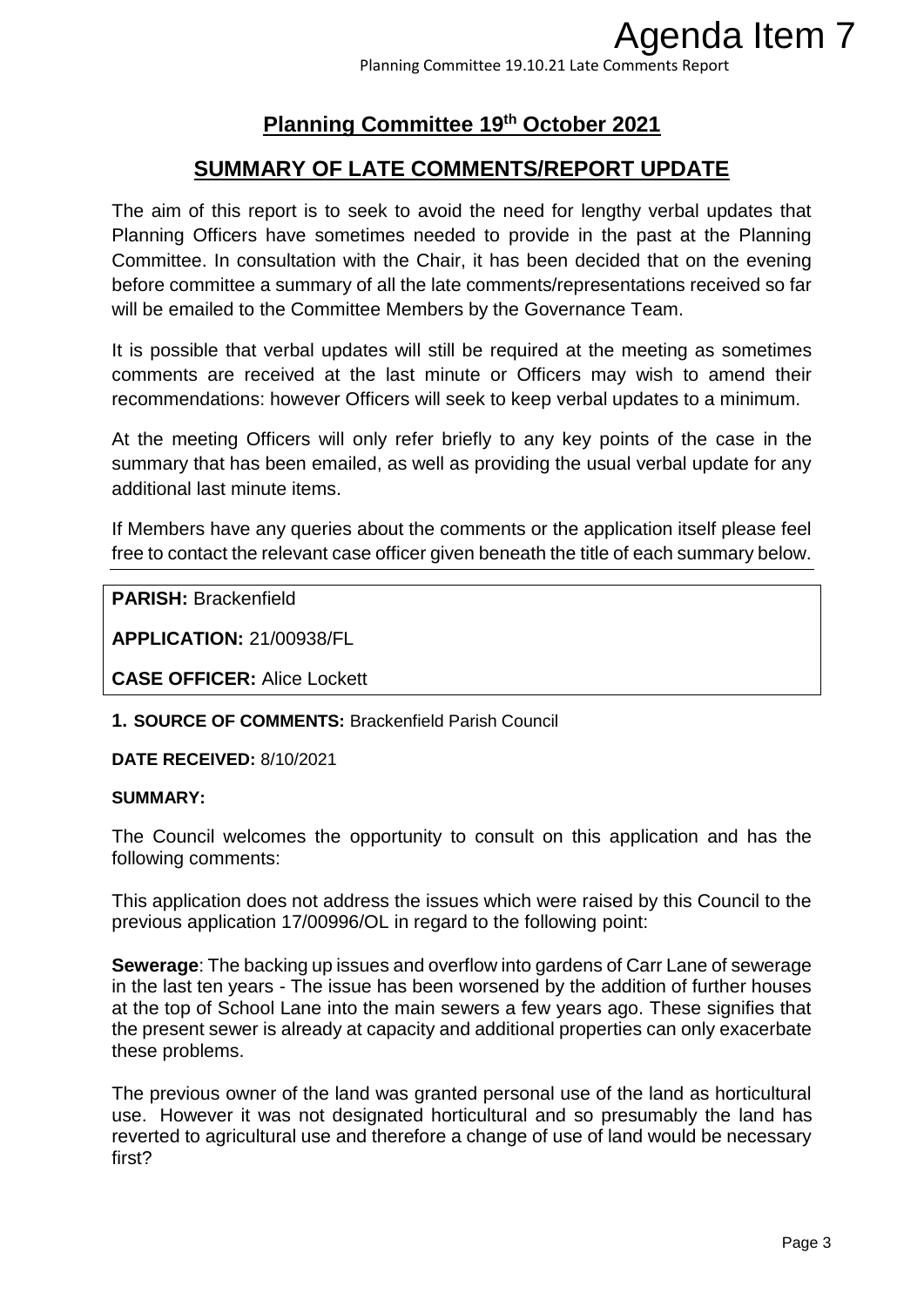# Agenda Item 7

## Planning Committee 19th October 2021

## SUMMARY OF LATE COMMENTS/REPORT UPDATE

The aim of this report is to seek to avoid the need for lengthy verbal updates that Planning Officers have sometimes needed to provide in the past at the Planning Committee. In consultation with the Chair, it has been decided that on the evening before committee a summary of all the late comments/representations received so far will be emailed to the Committee Members by the Governance Team.

It is possible that verbal updates will still be required at the meeting as sometimes comments are received at the last minute or Officers may wish to amend their recommendations: however Officers will seek to keep verbal updates to a minimum.

At the meeting Officers will only refer briefly to any key points of the case in the summary that has been emailed, as well as providing the usual verbal update for any additional last minute items.

If Members have any queries about the comments or the application itself please feel free to contact the relevant case officer given beneath the title of each summary below.

---

**PARISH:** Brackenfield

**APPLICATION:** 21/00938/FL

**CASE OFFICER:** Alice Lockett

**1. SOURCE OF COMMENTS:** Brackenfield Parish Council

**DATE RECEIVED:** 8/10/2021

**SUMMARY:**

The Council welcomes the opportunity to consult on this application and has the following comments:

This application does not address the issues which were raised by this Council to the previous application 17/00996/OL in regard to the following point:

**Sewerage**: The backing up issues and overflow into gardens of Carr Lane of sewerage in the last ten years - The issue has been worsened by the addition of further houses at the top of School Lane into the main sewers a few years ago. These signifies that the present sewer is already at capacity and additional properties can only exacerbate these problems.

The previous owner of the land was granted personal use of the land as horticultural use. However it was not designated horticultural and so presumably the land has reverted to agricultural use and therefore a change of use of land would be necessary first?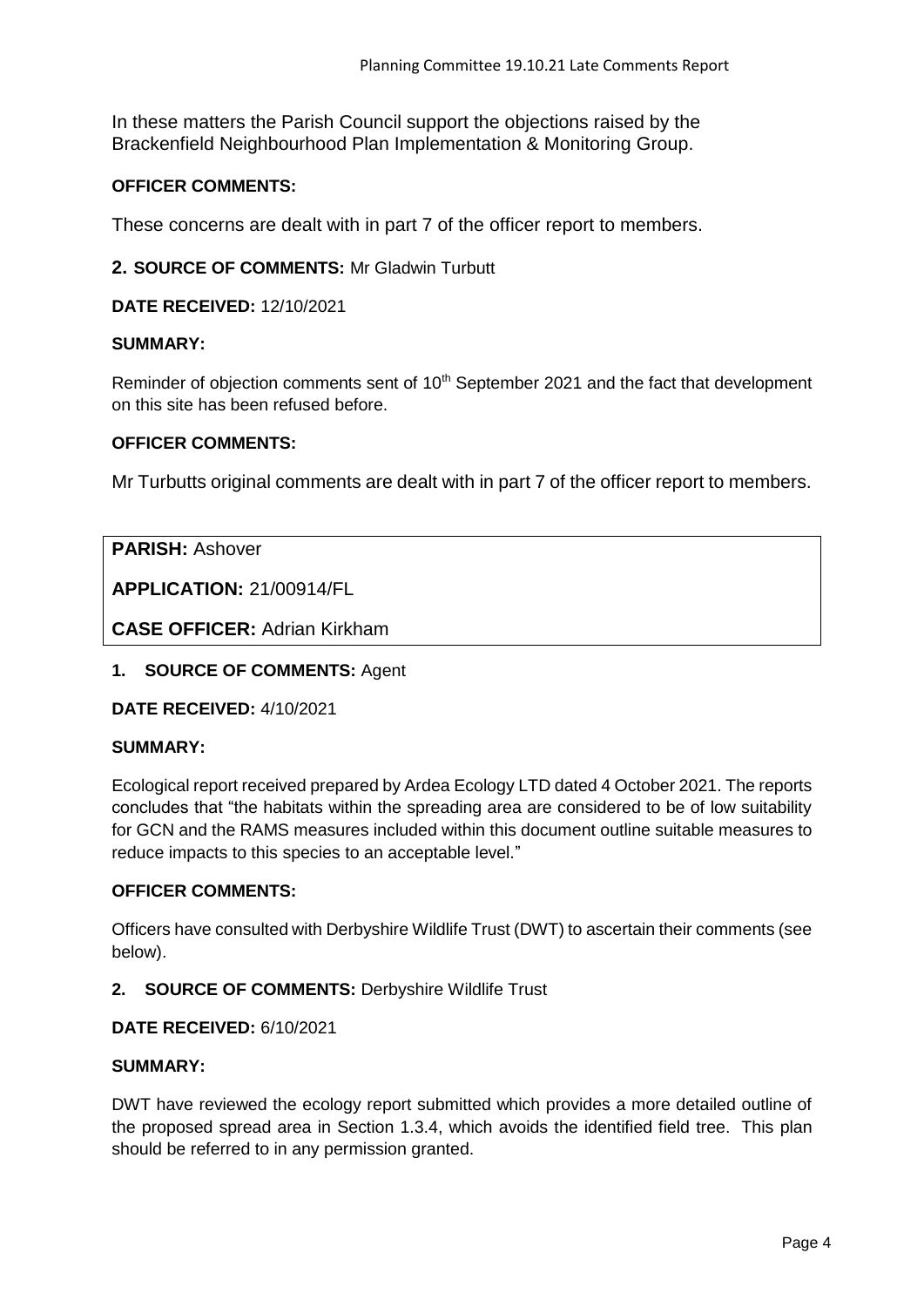In these matters the Parish Council support the objections raised by the Brackenfield Neighbourhood Plan Implementation & Monitoring Group.

**OFFICER COMMENTS:**

These concerns are dealt with in part 7 of the officer report to members.

**2. SOURCE OF COMMENTS:** Mr Gladwin Turbutt

**DATE RECEIVED:** 12/10/2021

**SUMMARY:**

Reminder of objection comments sent of 10th September 2021 and the fact that development on this site has been refused before.

**OFFICER COMMENTS:**

Mr Turbutts original comments are dealt with in part 7 of the officer report to members.

| **PARISH:** Ashover |
|---|
| **APPLICATION:** 21/00914/FL |
| **CASE OFFICER:** Adrian Kirkham |

**1. SOURCE OF COMMENTS:** Agent

**DATE RECEIVED:** 4/10/2021

**SUMMARY:**

Ecological report received prepared by Ardea Ecology LTD dated 4 October 2021. The reports concludes that "the habitats within the spreading area are considered to be of low suitability for GCN and the RAMS measures included within this document outline suitable measures to reduce impacts to this species to an acceptable level."

**OFFICER COMMENTS:**

Officers have consulted with Derbyshire Wildlife Trust (DWT) to ascertain their comments (see below).

**2. SOURCE OF COMMENTS:** Derbyshire Wildlife Trust

**DATE RECEIVED:** 6/10/2021

**SUMMARY:**

DWT have reviewed the ecology report submitted which provides a more detailed outline of the proposed spread area in Section 1.3.4, which avoids the identified field tree. This plan should be referred to in any permission granted.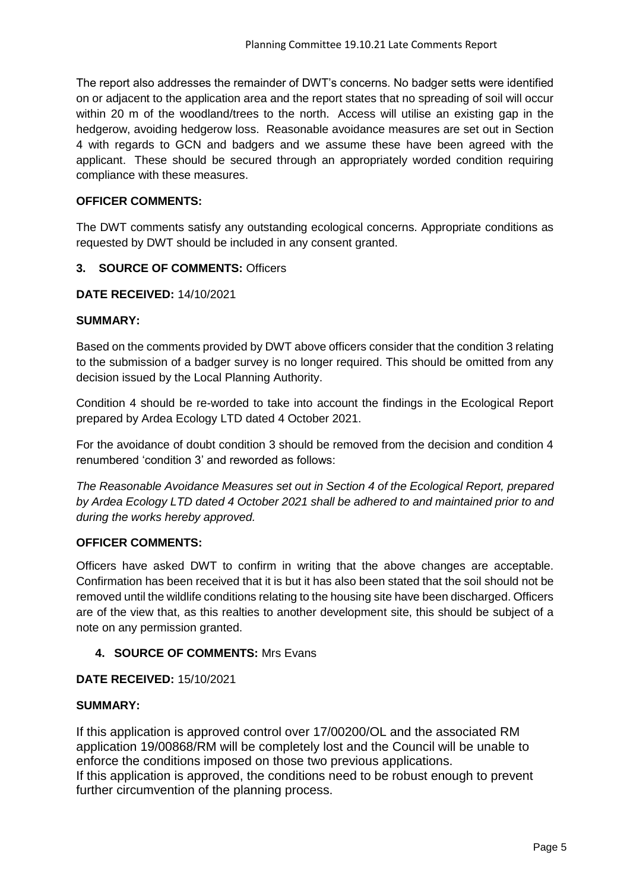The report also addresses the remainder of DWT's concerns. No badger setts were identified on or adjacent to the application area and the report states that no spreading of soil will occur within 20 m of the woodland/trees to the north. Access will utilise an existing gap in the hedgerow, avoiding hedgerow loss. Reasonable avoidance measures are set out in Section 4 with regards to GCN and badgers and we assume these have been agreed with the applicant. These should be secured through an appropriately worded condition requiring compliance with these measures.

**OFFICER COMMENTS:**

The DWT comments satisfy any outstanding ecological concerns. Appropriate conditions as requested by DWT should be included in any consent granted.

**3. SOURCE OF COMMENTS:** Officers

**DATE RECEIVED:** 14/10/2021

**SUMMARY:**

Based on the comments provided by DWT above officers consider that the condition 3 relating to the submission of a badger survey is no longer required. This should be omitted from any decision issued by the Local Planning Authority.

Condition 4 should be re-worded to take into account the findings in the Ecological Report prepared by Ardea Ecology LTD dated 4 October 2021.

For the avoidance of doubt condition 3 should be removed from the decision and condition 4 renumbered 'condition 3' and reworded as follows:

*The Reasonable Avoidance Measures set out in Section 4 of the Ecological Report, prepared by Ardea Ecology LTD dated 4 October 2021 shall be adhered to and maintained prior to and during the works hereby approved.*

**OFFICER COMMENTS:**

Officers have asked DWT to confirm in writing that the above changes are acceptable. Confirmation has been received that it is but it has also been stated that the soil should not be removed until the wildlife conditions relating to the housing site have been discharged. Officers are of the view that, as this realties to another development site, this should be subject of a note on any permission granted.

**4. SOURCE OF COMMENTS:** Mrs Evans

**DATE RECEIVED:** 15/10/2021

**SUMMARY:**

If this application is approved control over 17/00200/OL and the associated RM application 19/00868/RM will be completely lost and the Council will be unable to enforce the conditions imposed on those two previous applications.
If this application is approved, the conditions need to be robust enough to prevent further circumvention of the planning process.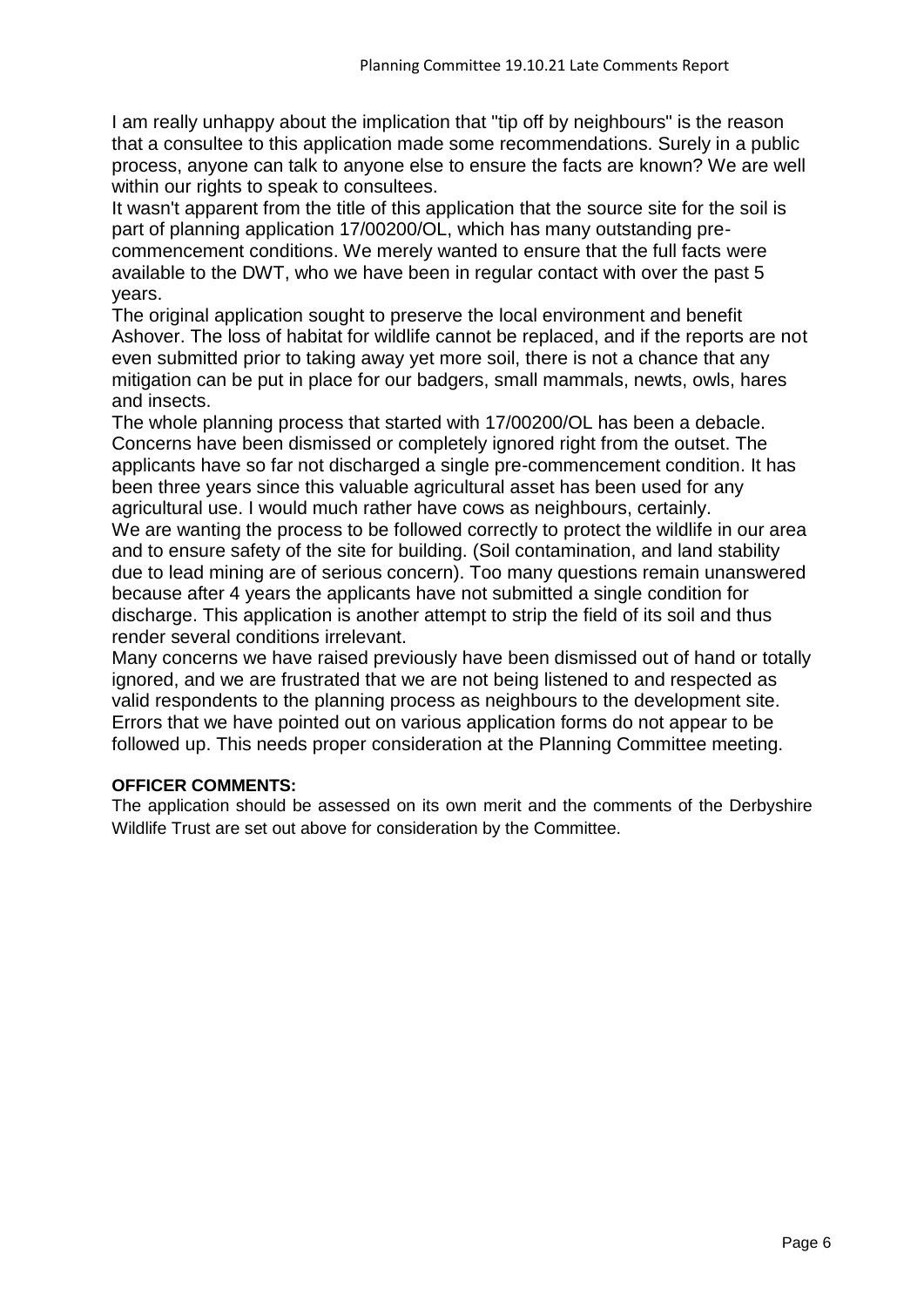I am really unhappy about the implication that "tip off by neighbours" is the reason that a consultee to this application made some recommendations. Surely in a public process, anyone can talk to anyone else to ensure the facts are known? We are well within our rights to speak to consultees.

It wasn't apparent from the title of this application that the source site for the soil is part of planning application 17/00200/OL, which has many outstanding pre-commencement conditions. We merely wanted to ensure that the full facts were available to the DWT, who we have been in regular contact with over the past 5 years.

The original application sought to preserve the local environment and benefit Ashover. The loss of habitat for wildlife cannot be replaced, and if the reports are not even submitted prior to taking away yet more soil, there is not a chance that any mitigation can be put in place for our badgers, small mammals, newts, owls, hares and insects.

The whole planning process that started with 17/00200/OL has been a debacle. Concerns have been dismissed or completely ignored right from the outset. The applicants have so far not discharged a single pre-commencement condition. It has been three years since this valuable agricultural asset has been used for any agricultural use. I would much rather have cows as neighbours, certainly.

We are wanting the process to be followed correctly to protect the wildlife in our area and to ensure safety of the site for building. (Soil contamination, and land stability due to lead mining are of serious concern). Too many questions remain unanswered because after 4 years the applicants have not submitted a single condition for discharge. This application is another attempt to strip the field of its soil and thus render several conditions irrelevant.

Many concerns we have raised previously have been dismissed out of hand or totally ignored, and we are frustrated that we are not being listened to and respected as valid respondents to the planning process as neighbours to the development site. Errors that we have pointed out on various application forms do not appear to be followed up. This needs proper consideration at the Planning Committee meeting.

**OFFICER COMMENTS:**

The application should be assessed on its own merit and the comments of the Derbyshire Wildlife Trust are set out above for consideration by the Committee.